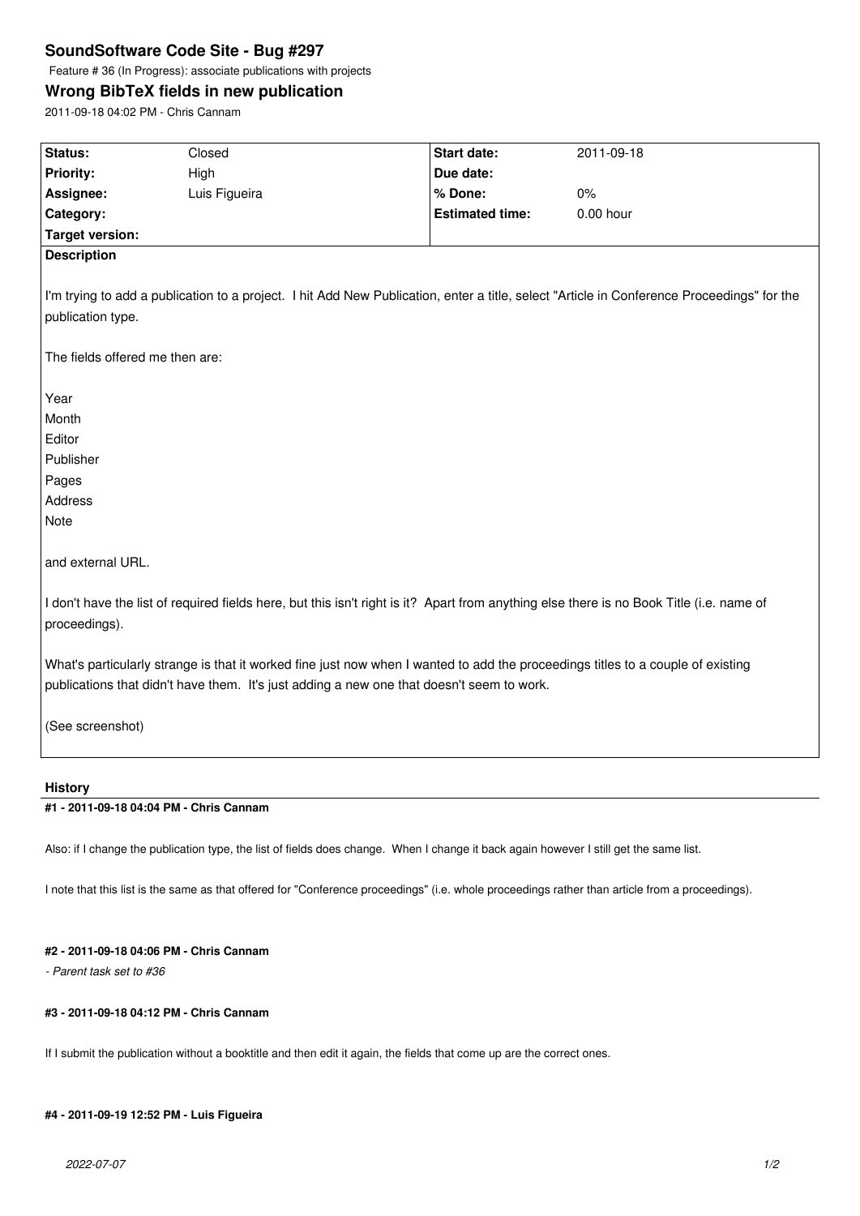# SoundSoftware Code Site - Bug #297

Feature # 36 (In Progress): associate publications with projects

## Wrong BibTeX fields in new publication

2011-09-18 04:02 PM - Chris Cannam

| **Status:** | Closed | **Start date:** | 2011-09-18 |
|---|---|---|---|
| **Priority:** | High | **Due date:** | |
| **Assignee:** | Luis Figueira | **% Done:** | 0% |
| **Category:** | | **Estimated time:** | 0.00 hour |
| **Target version:** | | | |

**Description**

I'm trying to add a publication to a project. I hit Add New Publication, enter a title, select "Article in Conference Proceedings" for the publication type.

The fields offered me then are:

Year
Month
Editor
Publisher
Pages
Address
Note

and external URL.

I don't have the list of required fields here, but this isn't right is it? Apart from anything else there is no Book Title (i.e. name of proceedings).

What's particularly strange is that it worked fine just now when I wanted to add the proceedings titles to a couple of existing publications that didn't have them. It's just adding a new one that doesn't seem to work.

(See screenshot)

### History

#### #1 - 2011-09-18 04:04 PM - Chris Cannam

Also: if I change the publication type, the list of fields does change. When I change it back again however I still get the same list.

I note that this list is the same as that offered for "Conference proceedings" (i.e. whole proceedings rather than article from a proceedings).

#### #2 - 2011-09-18 04:06 PM - Chris Cannam

*- Parent task set to #36*

#### #3 - 2011-09-18 04:12 PM - Chris Cannam

If I submit the publication without a booktitle and then edit it again, the fields that come up are the correct ones.

#### #4 - 2011-09-19 12:52 PM - Luis Figueira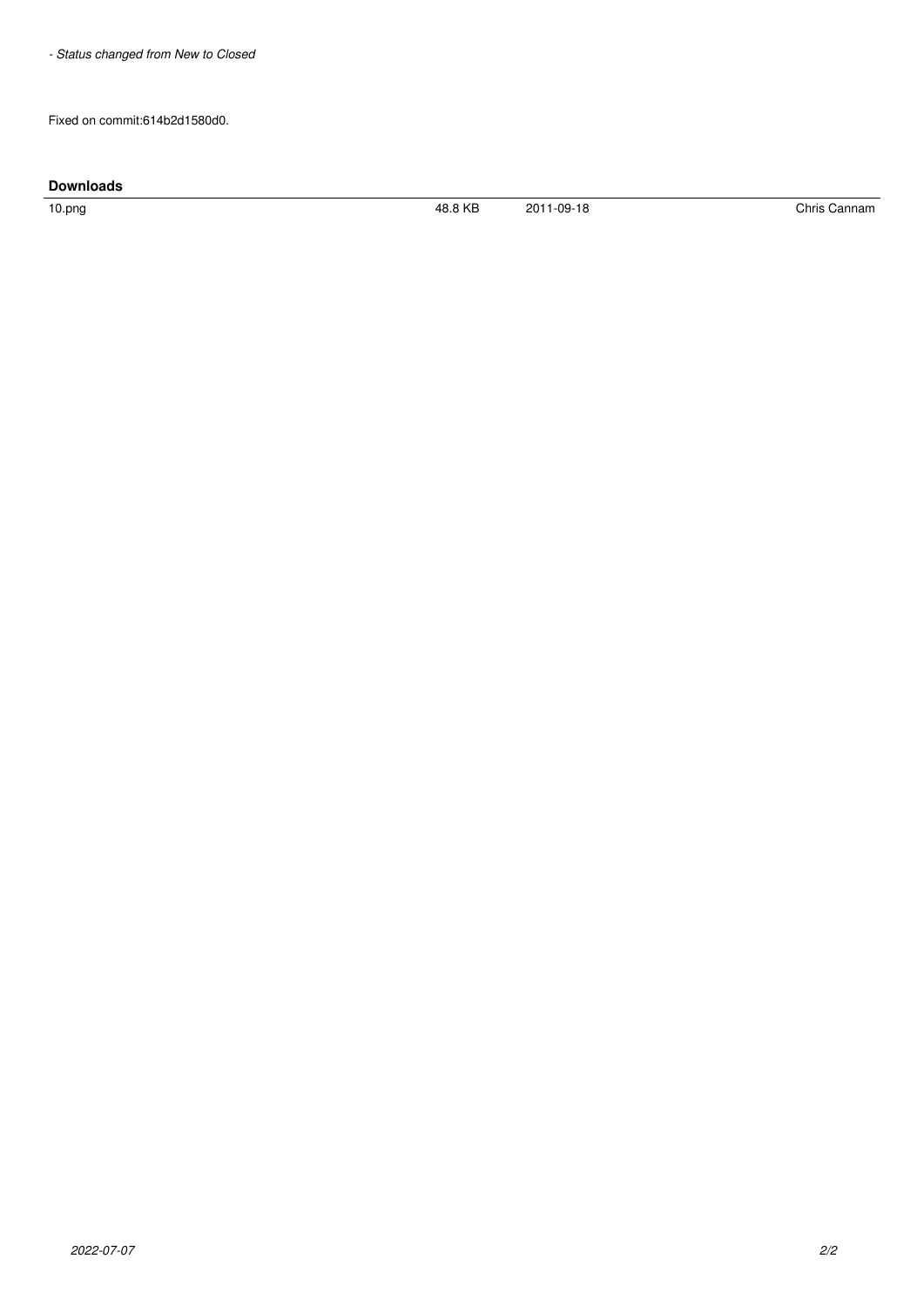*- Status changed from New to Closed*

Fixed on commit:614b2d1580d0.

**Downloads**

| | | | |
|---|---|---|---|
| 10.png | 48.8 KB | 2011-09-18 | Chris Cannam |